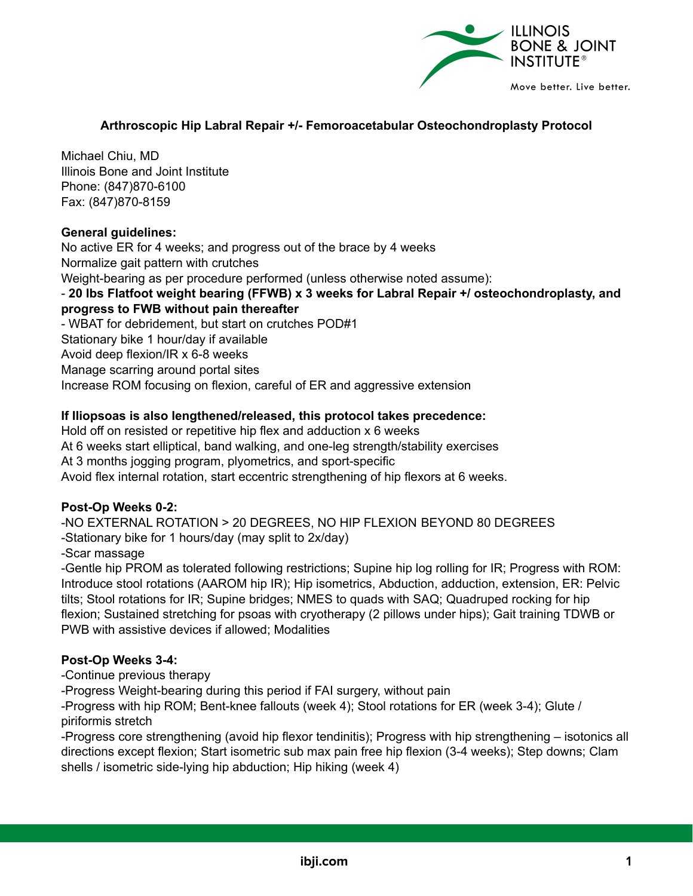# Arthroscopic Hip Labral Repair +/- Femoroacetabular Osteochondroplasty Protocol

Michael Chiu, MD
Illinois Bone and Joint Institute
Phone: (847)870-6100
Fax: (847)870-8159

**General guidelines:**

No active ER for 4 weeks; and progress out of the brace by 4 weeks
Normalize gait pattern with crutches
Weight-bearing as per procedure performed (unless otherwise noted assume):
- **20 lbs Flatfoot weight bearing (FFWB) x 3 weeks for Labral Repair +/ osteochondroplasty, and progress to FWB without pain thereafter**
- WBAT for debridement, but start on crutches POD#1

Stationary bike 1 hour/day if available
Avoid deep flexion/IR x 6-8 weeks
Manage scarring around portal sites
Increase ROM focusing on flexion, careful of ER and aggressive extension

**If Iliopsoas is also lengthened/released, this protocol takes precedence:**

Hold off on resisted or repetitive hip flex and adduction x 6 weeks
At 6 weeks start elliptical, band walking, and one-leg strength/stability exercises
At 3 months jogging program, plyometrics, and sport-specific
Avoid flex internal rotation, start eccentric strengthening of hip flexors at 6 weeks.

**Post-Op Weeks 0-2:**

-NO EXTERNAL ROTATION > 20 DEGREES, NO HIP FLEXION BEYOND 80 DEGREES
-Stationary bike for 1 hours/day (may split to 2x/day)
-Scar massage
-Gentle hip PROM as tolerated following restrictions; Supine hip log rolling for IR; Progress with ROM: Introduce stool rotations (AAROM hip IR); Hip isometrics, Abduction, adduction, extension, ER: Pelvic tilts; Stool rotations for IR; Supine bridges; NMES to quads with SAQ; Quadruped rocking for hip flexion; Sustained stretching for psoas with cryotherapy (2 pillows under hips); Gait training TDWB or PWB with assistive devices if allowed; Modalities

**Post-Op Weeks 3-4:**

-Continue previous therapy
-Progress Weight-bearing during this period if FAI surgery, without pain
-Progress with hip ROM; Bent-knee fallouts (week 4); Stool rotations for ER (week 3-4); Glute / piriformis stretch
-Progress core strengthening (avoid hip flexor tendinitis); Progress with hip strengthening – isotonics all directions except flexion; Start isometric sub max pain free hip flexion (3-4 weeks); Step downs; Clam shells / isometric side-lying hip abduction; Hip hiking (week 4)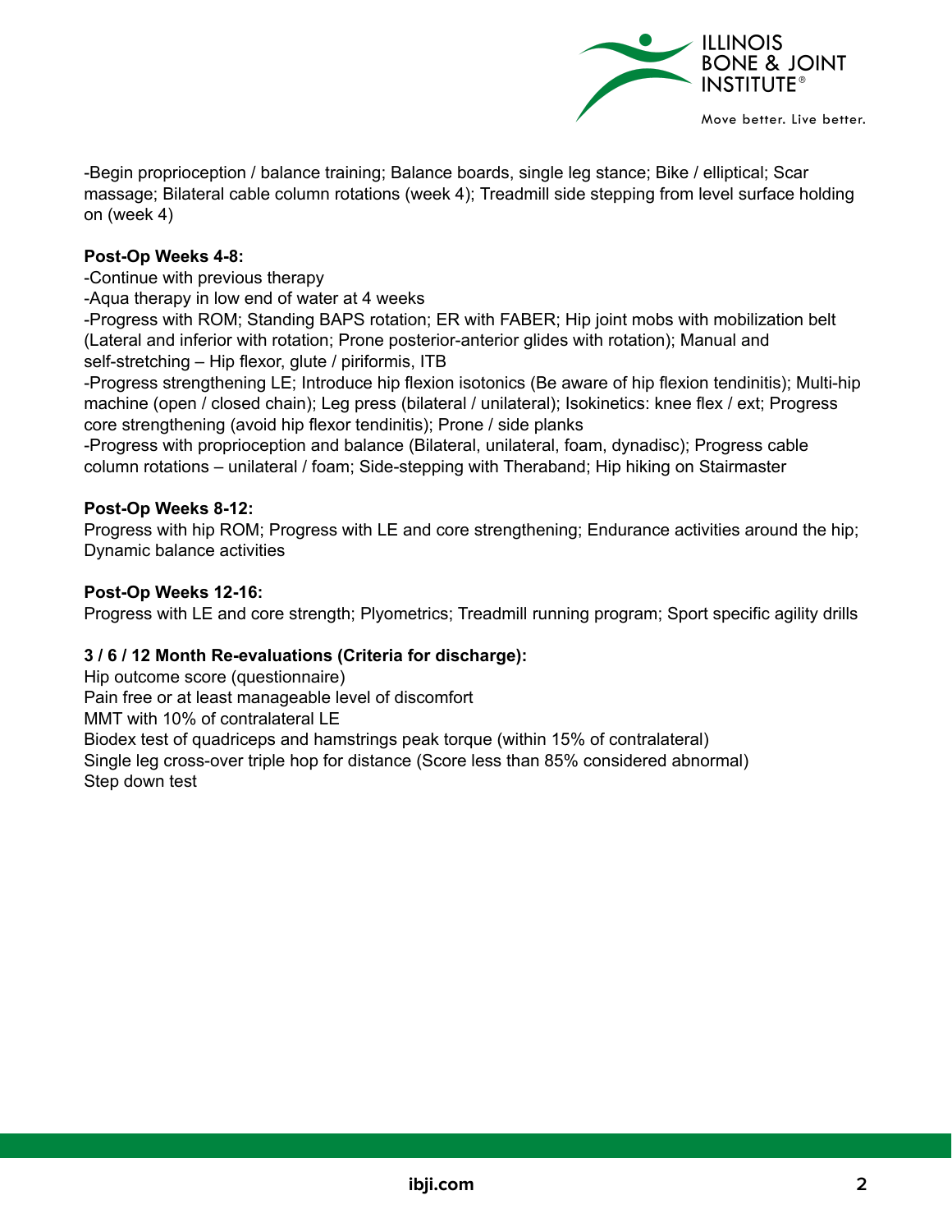-Begin proprioception / balance training; Balance boards, single leg stance; Bike / elliptical; Scar massage; Bilateral cable column rotations (week 4); Treadmill side stepping from level surface holding on (week 4)

**Post-Op Weeks 4-8:**

-Continue with previous therapy

-Aqua therapy in low end of water at 4 weeks

-Progress with ROM; Standing BAPS rotation; ER with FABER; Hip joint mobs with mobilization belt (Lateral and inferior with rotation; Prone posterior-anterior glides with rotation); Manual and self-stretching – Hip flexor, glute / piriformis, ITB

-Progress strengthening LE; Introduce hip flexion isotonics (Be aware of hip flexion tendinitis); Multi-hip machine (open / closed chain); Leg press (bilateral / unilateral); Isokinetics: knee flex / ext; Progress core strengthening (avoid hip flexor tendinitis); Prone / side planks

-Progress with proprioception and balance (Bilateral, unilateral, foam, dynadisc); Progress cable column rotations – unilateral / foam; Side-stepping with Theraband; Hip hiking on Stairmaster

**Post-Op Weeks 8-12:**

Progress with hip ROM; Progress with LE and core strengthening; Endurance activities around the hip; Dynamic balance activities

**Post-Op Weeks 12-16:**

Progress with LE and core strength; Plyometrics; Treadmill running program; Sport specific agility drills

**3 / 6 / 12 Month Re-evaluations (Criteria for discharge):**

Hip outcome score (questionnaire)

Pain free or at least manageable level of discomfort

MMT with 10% of contralateral LE

Biodex test of quadriceps and hamstrings peak torque (within 15% of contralateral)

Single leg cross-over triple hop for distance (Score less than 85% considered abnormal)

Step down test